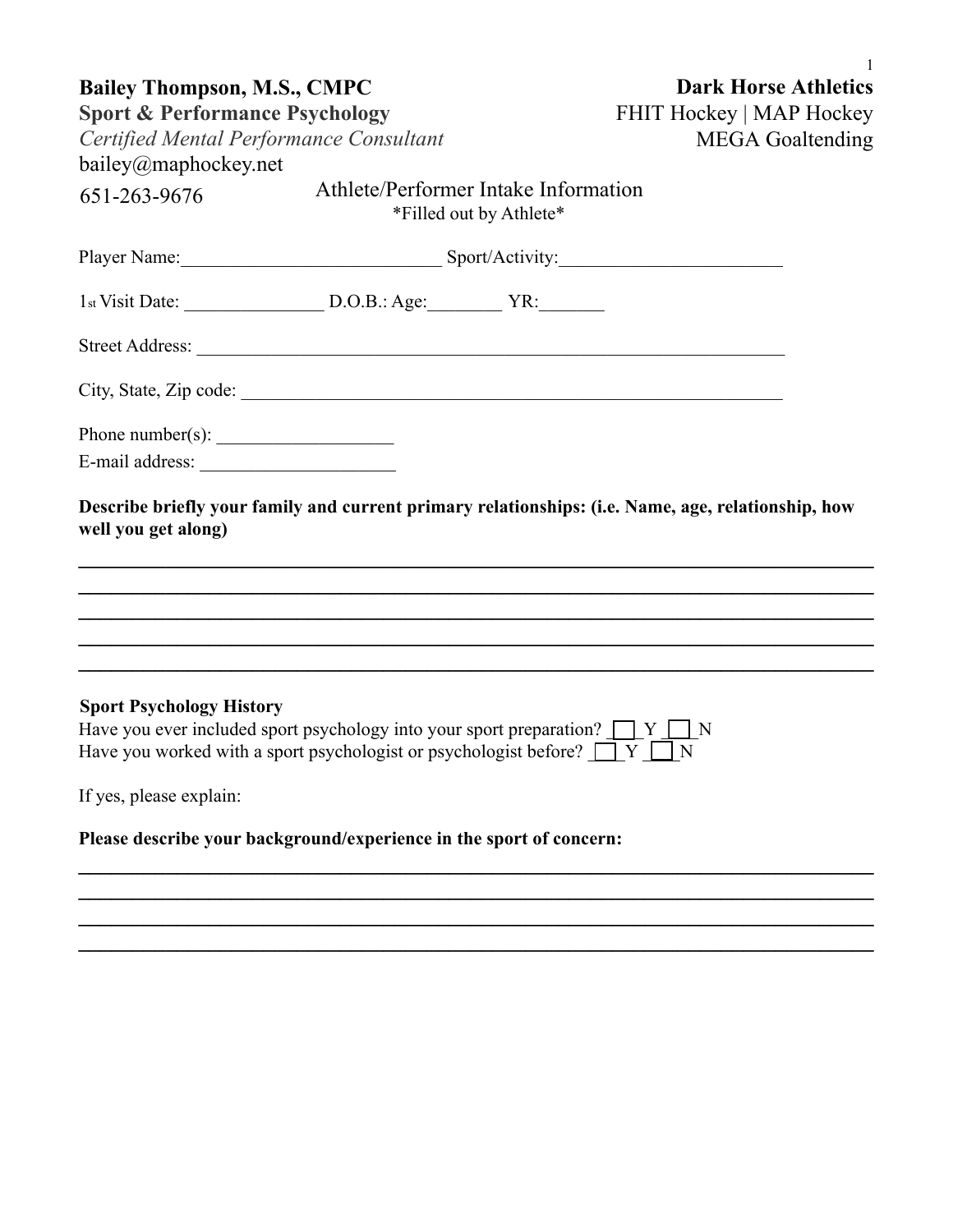**Bailey Thompson, M.S., CMPC**
**Sport & Performance Psychology**
*Certified Mental Performance Consultant*
bailey@maphockey.net
651-263-9676

**Dark Horse Athletics**
FHIT Hockey | MAP Hockey
MEGA Goaltending

## Athlete/Performer Intake Information

*Filled out by Athlete*

Player Name:___________________________ Sport/Activity:_______________________

1st Visit Date: _______________ D.O.B.: Age:________ YR:_______

Street Address: _______________________________________________________________

City, State, Zip code: __________________________________________________________

Phone number(s): ___________________

E-mail address: _____________________

**Describe briefly your family and current primary relationships: (i.e. Name, age, relationship, how well you get along)**

______________________________________________________________________________

______________________________________________________________________________

______________________________________________________________________________

______________________________________________________________________________

______________________________________________________________________________

**Sport Psychology History**

Have you ever included sport psychology into your sport preparation? ☐ Y ☐ N

Have you worked with a sport psychologist or psychologist before? ☐ Y ☐ N

If yes, please explain:

**Please describe your background/experience in the sport of concern:**

______________________________________________________________________________

______________________________________________________________________________

______________________________________________________________________________

______________________________________________________________________________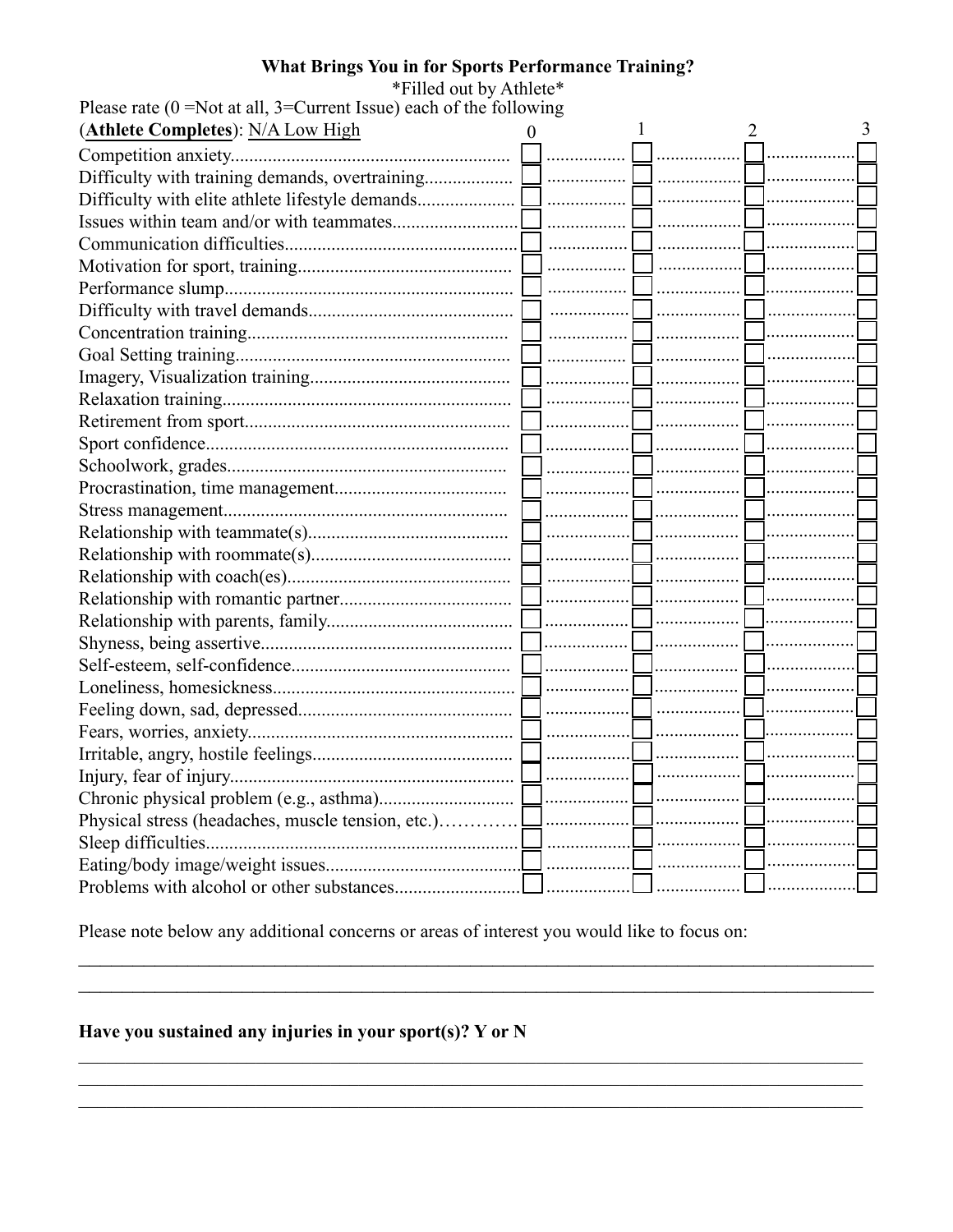### What Brings You in for Sports Performance Training?

*Filled out by Athlete*

Please rate (0 =Not at all, 3=Current Issue) each of the following

(**Athlete Completes**): N/A Low High

| Item | 0 | 1 | 2 | 3 |
|---|---|---|---|---|
| Competition anxiety | ☐ | ☐ | ☐ | ☐ |
| Difficulty with training demands, overtraining | ☐ | ☐ | ☐ | ☐ |
| Difficulty with elite athlete lifestyle demands | ☐ | ☐ | ☐ | ☐ |
| Issues within team and/or with teammates | ☐ | ☐ | ☐ | ☐ |
| Communication difficulties | ☐ | ☐ | ☐ | ☐ |
| Motivation for sport, training | ☐ | ☐ | ☐ | ☐ |
| Performance slump | ☐ | ☐ | ☐ | ☐ |
| Difficulty with travel demands | ☐ | ☐ | ☐ | ☐ |
| Concentration training | ☐ | ☐ | ☐ | ☐ |
| Goal Setting training | ☐ | ☐ | ☐ | ☐ |
| Imagery, Visualization training | ☐ | ☐ | ☐ | ☐ |
| Relaxation training | ☐ | ☐ | ☐ | ☐ |
| Retirement from sport | ☐ | ☐ | ☐ | ☐ |
| Sport confidence | ☐ | ☐ | ☐ | ☐ |
| Schoolwork, grades | ☐ | ☐ | ☐ | ☐ |
| Procrastination, time management | ☐ | ☐ | ☐ | ☐ |
| Stress management | ☐ | ☐ | ☐ | ☐ |
| Relationship with teammate(s) | ☐ | ☐ | ☐ | ☐ |
| Relationship with roommate(s) | ☐ | ☐ | ☐ | ☐ |
| Relationship with coach(es) | ☐ | ☐ | ☐ | ☐ |
| Relationship with romantic partner | ☐ | ☐ | ☐ | ☐ |
| Relationship with parents, family | ☐ | ☐ | ☐ | ☐ |
| Shyness, being assertive | ☐ | ☐ | ☐ | ☐ |
| Self-esteem, self-confidence | ☐ | ☐ | ☐ | ☐ |
| Loneliness, homesickness | ☐ | ☐ | ☐ | ☐ |
| Feeling down, sad, depressed | ☐ | ☐ | ☐ | ☐ |
| Fears, worries, anxiety | ☐ | ☐ | ☐ | ☐ |
| Irritable, angry, hostile feelings | ☐ | ☐ | ☐ | ☐ |
| Injury, fear of injury | ☐ | ☐ | ☐ | ☐ |
| Chronic physical problem (e.g., asthma) | ☐ | ☐ | ☐ | ☐ |
| Physical stress (headaches, muscle tension, etc.) | ☐ | ☐ | ☐ | ☐ |
| Sleep difficulties | ☐ | ☐ | ☐ | ☐ |
| Eating/body image/weight issues | ☐ | ☐ | ☐ | ☐ |
| Problems with alcohol or other substances | ☐ | ☐ | ☐ | ☐ |

Please note below any additional concerns or areas of interest you would like to focus on:

\_\_\_\_\_\_\_\_\_\_\_\_\_\_\_\_\_\_\_\_\_\_\_\_\_\_\_\_\_\_\_\_\_\_\_\_\_\_\_\_\_\_\_\_\_\_\_\_\_\_\_\_\_\_\_\_\_\_\_\_\_\_\_\_\_\_\_\_\_\_\_\_\_\_\_\_\_\_

\_\_\_\_\_\_\_\_\_\_\_\_\_\_\_\_\_\_\_\_\_\_\_\_\_\_\_\_\_\_\_\_\_\_\_\_\_\_\_\_\_\_\_\_\_\_\_\_\_\_\_\_\_\_\_\_\_\_\_\_\_\_\_\_\_\_\_\_\_\_\_\_\_\_\_\_\_\_

**Have you sustained any injuries in your sport(s)? Y or N**

\_\_\_\_\_\_\_\_\_\_\_\_\_\_\_\_\_\_\_\_\_\_\_\_\_\_\_\_\_\_\_\_\_\_\_\_\_\_\_\_\_\_\_\_\_\_\_\_\_\_\_\_\_\_\_\_\_\_\_\_\_\_\_\_\_\_\_\_\_\_\_\_\_\_\_\_\_\_

\_\_\_\_\_\_\_\_\_\_\_\_\_\_\_\_\_\_\_\_\_\_\_\_\_\_\_\_\_\_\_\_\_\_\_\_\_\_\_\_\_\_\_\_\_\_\_\_\_\_\_\_\_\_\_\_\_\_\_\_\_\_\_\_\_\_\_\_\_\_\_\_\_\_\_\_\_\_

\_\_\_\_\_\_\_\_\_\_\_\_\_\_\_\_\_\_\_\_\_\_\_\_\_\_\_\_\_\_\_\_\_\_\_\_\_\_\_\_\_\_\_\_\_\_\_\_\_\_\_\_\_\_\_\_\_\_\_\_\_\_\_\_\_\_\_\_\_\_\_\_\_\_\_\_\_\_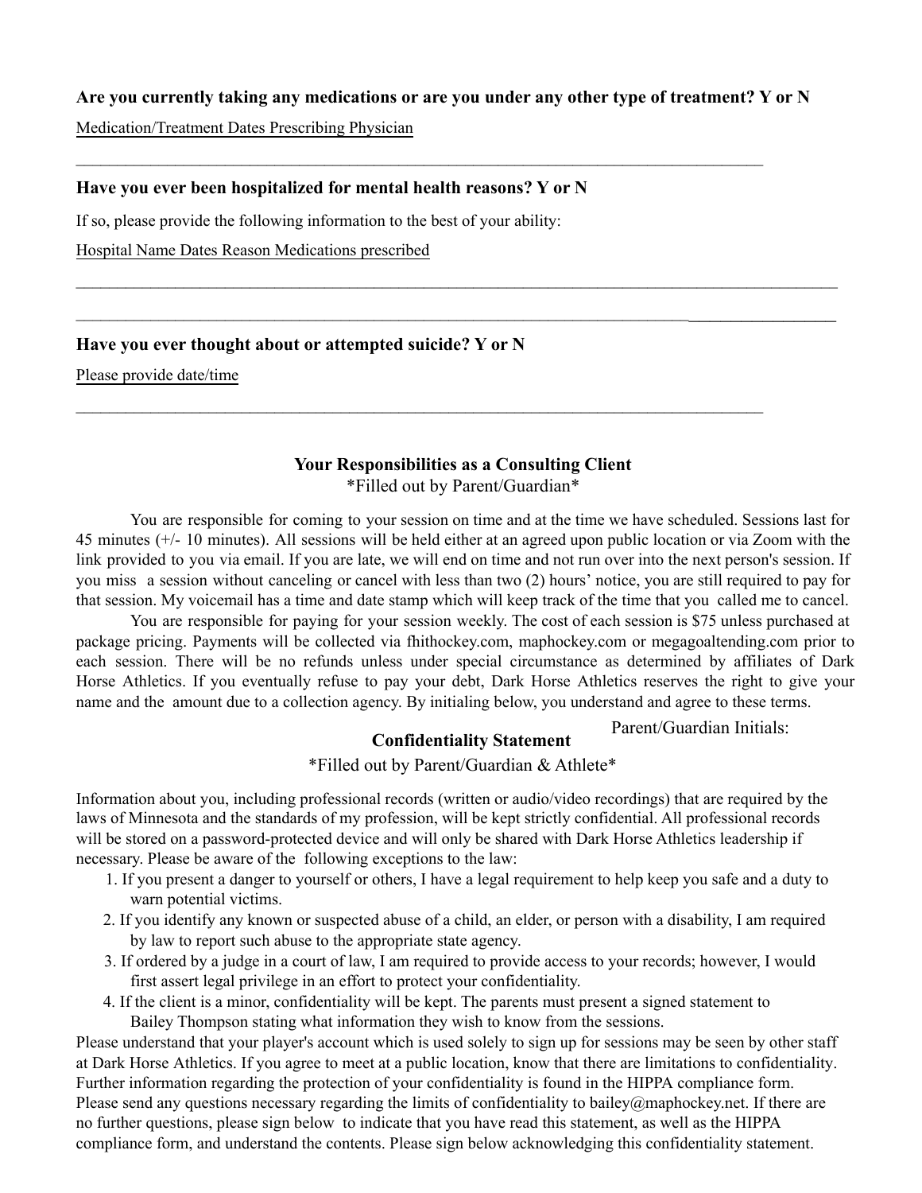**Are you currently taking any medications or are you under any other type of treatment? Y or N**

<u>Medication/Treatment Dates Prescribing Physician</u>

________________________________________________________________________________

**Have you ever been hospitalized for mental health reasons? Y or N**

If so, please provide the following information to the best of your ability:

<u>Hospital Name Dates Reason Medications prescribed</u>

________________________________________________________________________________________

________________________________________________________________________________________

**Have you ever thought about or attempted suicide? Y or N**

<u>Please provide date/time</u>

________________________________________________________________________________

## Your Responsibilities as a Consulting Client

*Filled out by Parent/Guardian*

You are responsible for coming to your session on time and at the time we have scheduled. Sessions last for 45 minutes (+/- 10 minutes). All sessions will be held either at an agreed upon public location or via Zoom with the link provided to you via email. If you are late, we will end on time and not run over into the next person's session. If you miss a session without canceling or cancel with less than two (2) hours' notice, you are still required to pay for that session. My voicemail has a time and date stamp which will keep track of the time that you called me to cancel.

You are responsible for paying for your session weekly. The cost of each session is $75 unless purchased at package pricing. Payments will be collected via fhithockey.com, maphockey.com or megagoaltending.com prior to each session. There will be no refunds unless under special circumstance as determined by affiliates of Dark Horse Athletics. If you eventually refuse to pay your debt, Dark Horse Athletics reserves the right to give your name and the amount due to a collection agency. By initialing below, you understand and agree to these terms.

Parent/Guardian Initials:

## Confidentiality Statement

*Filled out by Parent/Guardian & Athlete*

Information about you, including professional records (written or audio/video recordings) that are required by the laws of Minnesota and the standards of my profession, will be kept strictly confidential. All professional records will be stored on a password-protected device and will only be shared with Dark Horse Athletics leadership if necessary. Please be aware of the following exceptions to the law:

1. If you present a danger to yourself or others, I have a legal requirement to help keep you safe and a duty to warn potential victims.
2. If you identify any known or suspected abuse of a child, an elder, or person with a disability, I am required by law to report such abuse to the appropriate state agency.
3. If ordered by a judge in a court of law, I am required to provide access to your records; however, I would first assert legal privilege in an effort to protect your confidentiality.
4. If the client is a minor, confidentiality will be kept. The parents must present a signed statement to Bailey Thompson stating what information they wish to know from the sessions.

Please understand that your player's account which is used solely to sign up for sessions may be seen by other staff at Dark Horse Athletics. If you agree to meet at a public location, know that there are limitations to confidentiality. Further information regarding the protection of your confidentiality is found in the HIPPA compliance form. Please send any questions necessary regarding the limits of confidentiality to bailey@maphockey.net. If there are no further questions, please sign below to indicate that you have read this statement, as well as the HIPPA compliance form, and understand the contents. Please sign below acknowledging this confidentiality statement.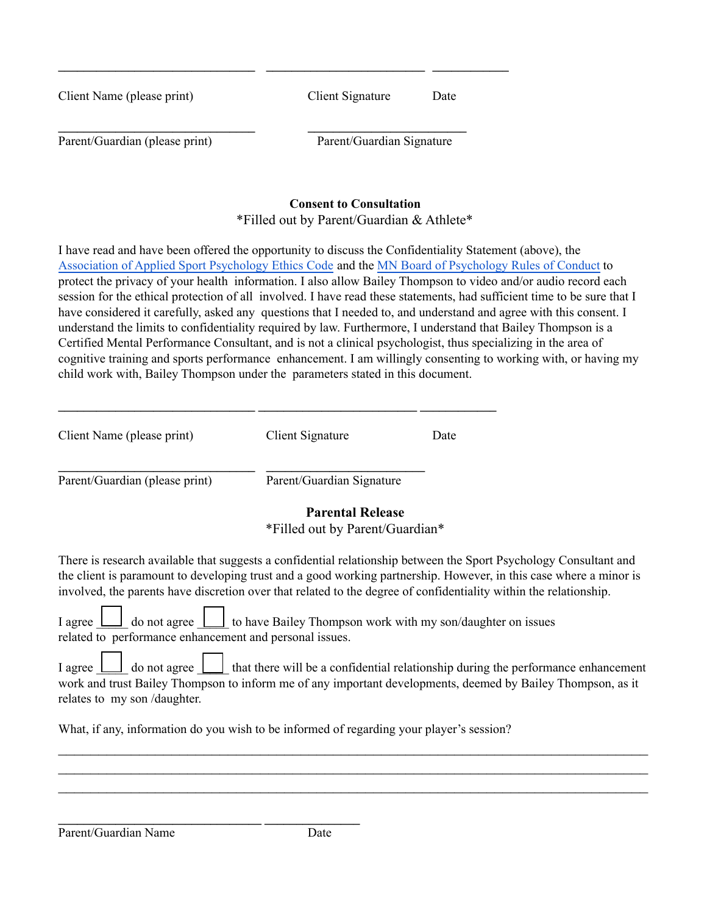_______________________________ _________________________ ____________

Client Name (please print) Client Signature Date

_______________________________ _________________________

Parent/Guardian (please print) Parent/Guardian Signature

**Consent to Consultation**

*Filled out by Parent/Guardian & Athlete*

I have read and have been offered the opportunity to discuss the Confidentiality Statement (above), the Association of Applied Sport Psychology Ethics Code and the MN Board of Psychology Rules of Conduct to protect the privacy of your health information. I also allow Bailey Thompson to video and/or audio record each session for the ethical protection of all involved. I have read these statements, had sufficient time to be sure that I have considered it carefully, asked any questions that I needed to, and understand and agree with this consent. I understand the limits to confidentiality required by law. Furthermore, I understand that Bailey Thompson is a Certified Mental Performance Consultant, and is not a clinical psychologist, thus specializing in the area of cognitive training and sports performance enhancement. I am willingly consenting to working with, or having my child work with, Bailey Thompson under the parameters stated in this document.

_______________________________ _________________________ ____________

Client Name (please print) Client Signature Date

_______________________________ _________________________

Parent/Guardian (please print) Parent/Guardian Signature

**Parental Release**

*Filled out by Parent/Guardian*

There is research available that suggests a confidential relationship between the Sport Psychology Consultant and the client is paramount to developing trust and a good working partnership. However, in this case where a minor is involved, the parents have discretion over that related to the degree of confidentiality within the relationship.

I agree ☐ do not agree ☐ to have Bailey Thompson work with my son/daughter on issues related to performance enhancement and personal issues.

I agree ☐ do not agree ☐ that there will be a confidential relationship during the performance enhancement work and trust Bailey Thompson to inform me of any important developments, deemed by Bailey Thompson, as it relates to my son /daughter.

What, if any, information do you wish to be informed of regarding your player's session?

_____________________________________________________________________________________

_____________________________________________________________________________________

_____________________________________________________________________________________

_______________________________ _______________

Parent/Guardian Name Date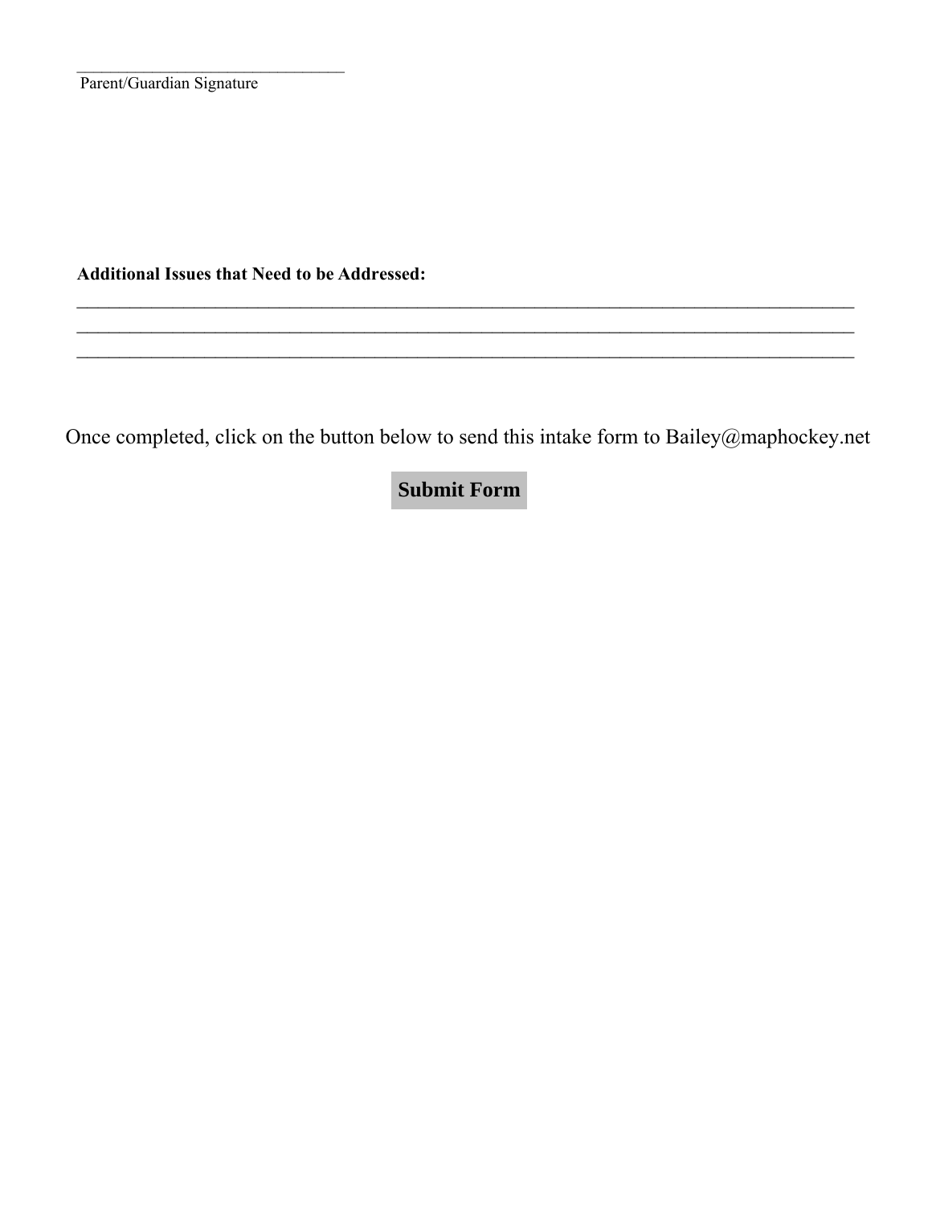\_\_\_\_\_\_\_\_\_\_\_\_\_\_\_\_\_\_\_\_\_\_\_\_\_\_\_\_\_\_\_\_
Parent/Guardian Signature

**Additional Issues that Need to be Addressed:**

\_\_\_\_\_\_\_\_\_\_\_\_\_\_\_\_\_\_\_\_\_\_\_\_\_\_\_\_\_\_\_\_\_\_\_\_\_\_\_\_\_\_\_\_\_\_\_\_\_\_\_\_\_\_\_\_\_\_\_\_\_\_\_\_\_\_\_\_\_\_\_\_\_\_\_\_\_\_\_\_\_\_\_\_\_\_\_\_\_\_\_\_
\_\_\_\_\_\_\_\_\_\_\_\_\_\_\_\_\_\_\_\_\_\_\_\_\_\_\_\_\_\_\_\_\_\_\_\_\_\_\_\_\_\_\_\_\_\_\_\_\_\_\_\_\_\_\_\_\_\_\_\_\_\_\_\_\_\_\_\_\_\_\_\_\_\_\_\_\_\_\_\_\_\_\_\_\_\_\_\_\_\_\_\_
\_\_\_\_\_\_\_\_\_\_\_\_\_\_\_\_\_\_\_\_\_\_\_\_\_\_\_\_\_\_\_\_\_\_\_\_\_\_\_\_\_\_\_\_\_\_\_\_\_\_\_\_\_\_\_\_\_\_\_\_\_\_\_\_\_\_\_\_\_\_\_\_\_\_\_\_\_\_\_\_\_\_\_\_\_\_\_\_\_\_\_\_

Once completed, click on the button below to send this intake form to Bailey@maphockey.net

**Submit Form**